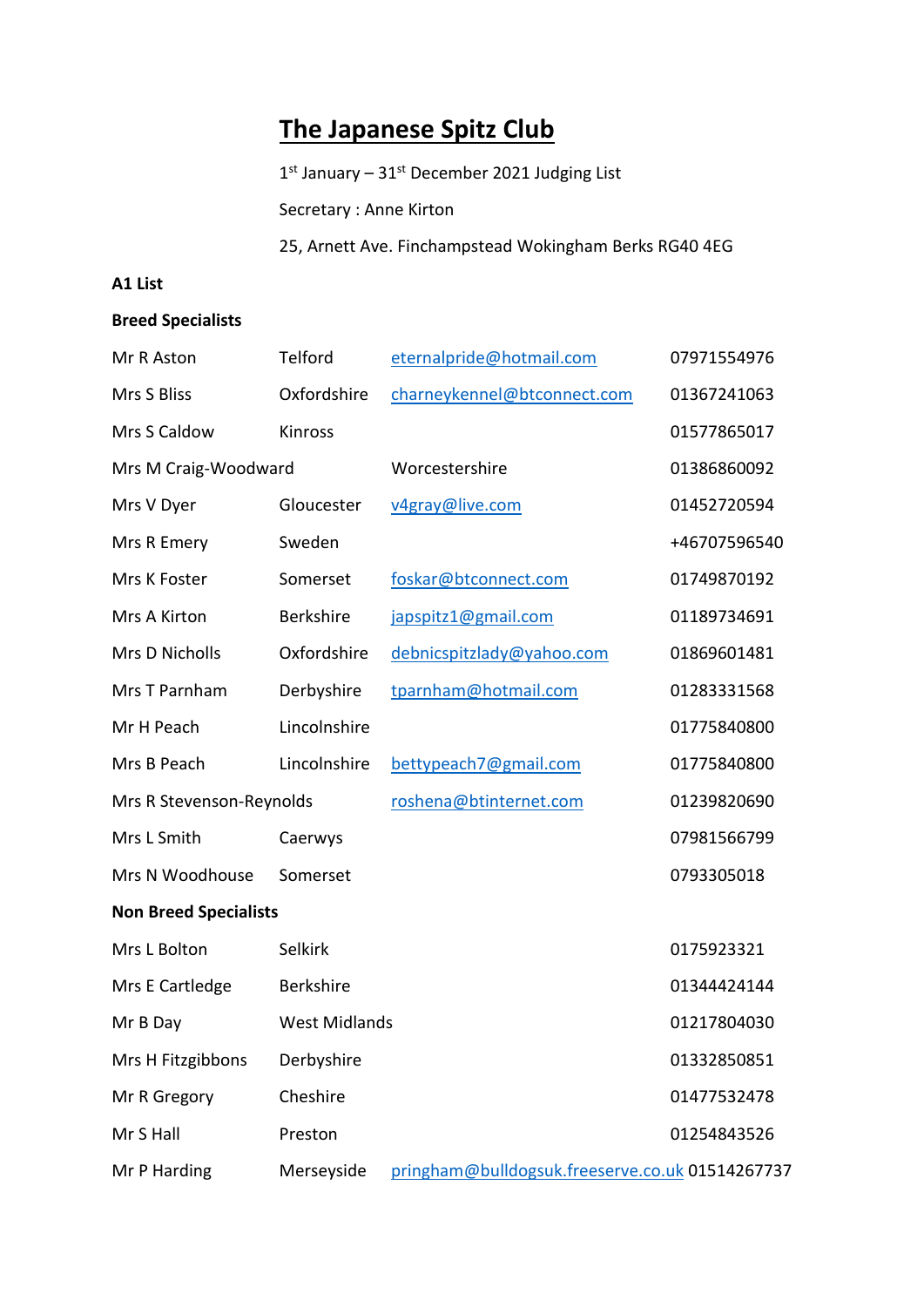# The Japanese Spitz Club

1st January – 31st December 2021 Judging List

Secretary : Anne Kirton

25, Arnett Ave. Finchampstead Wokingham Berks RG40 4EG

**A1 List**

**Breed Specialists**

| Name | Location | Email | Phone |
|---|---|---|---|
| Mr R Aston | Telford | eternalpride@hotmail.com | 07971554976 |
| Mrs S Bliss | Oxfordshire | charneykennel@btconnect.com | 01367241063 |
| Mrs S Caldow | Kinross | | 01577865017 |
| Mrs M Craig-Woodward | | Worcestershire | 01386860092 |
| Mrs V Dyer | Gloucester | v4gray@live.com | 01452720594 |
| Mrs R Emery | Sweden | | +46707596540 |
| Mrs K Foster | Somerset | foskar@btconnect.com | 01749870192 |
| Mrs A Kirton | Berkshire | japspitz1@gmail.com | 01189734691 |
| Mrs D Nicholls | Oxfordshire | debnicspitzlady@yahoo.com | 01869601481 |
| Mrs T Parnham | Derbyshire | tparnham@hotmail.com | 01283331568 |
| Mr H Peach | Lincolnshire | | 01775840800 |
| Mrs B Peach | Lincolnshire | bettypeach7@gmail.com | 01775840800 |
| Mrs R Stevenson-Reynolds | | roshena@btinternet.com | 01239820690 |
| Mrs L Smith | Caerwys | | 07981566799 |
| Mrs N Woodhouse | Somerset | | 0793305018 |

**Non Breed Specialists**

| Name | Location | Email | Phone |
|---|---|---|---|
| Mrs L Bolton | Selkirk | | 0175923321 |
| Mrs E Cartledge | Berkshire | | 01344424144 |
| Mr B Day | West Midlands | | 01217804030 |
| Mrs H Fitzgibbons | Derbyshire | | 01332850851 |
| Mr R Gregory | Cheshire | | 01477532478 |
| Mr S Hall | Preston | | 01254843526 |
| Mr P Harding | Merseyside | pringham@bulldogsuk.freeserve.co.uk | 01514267737 |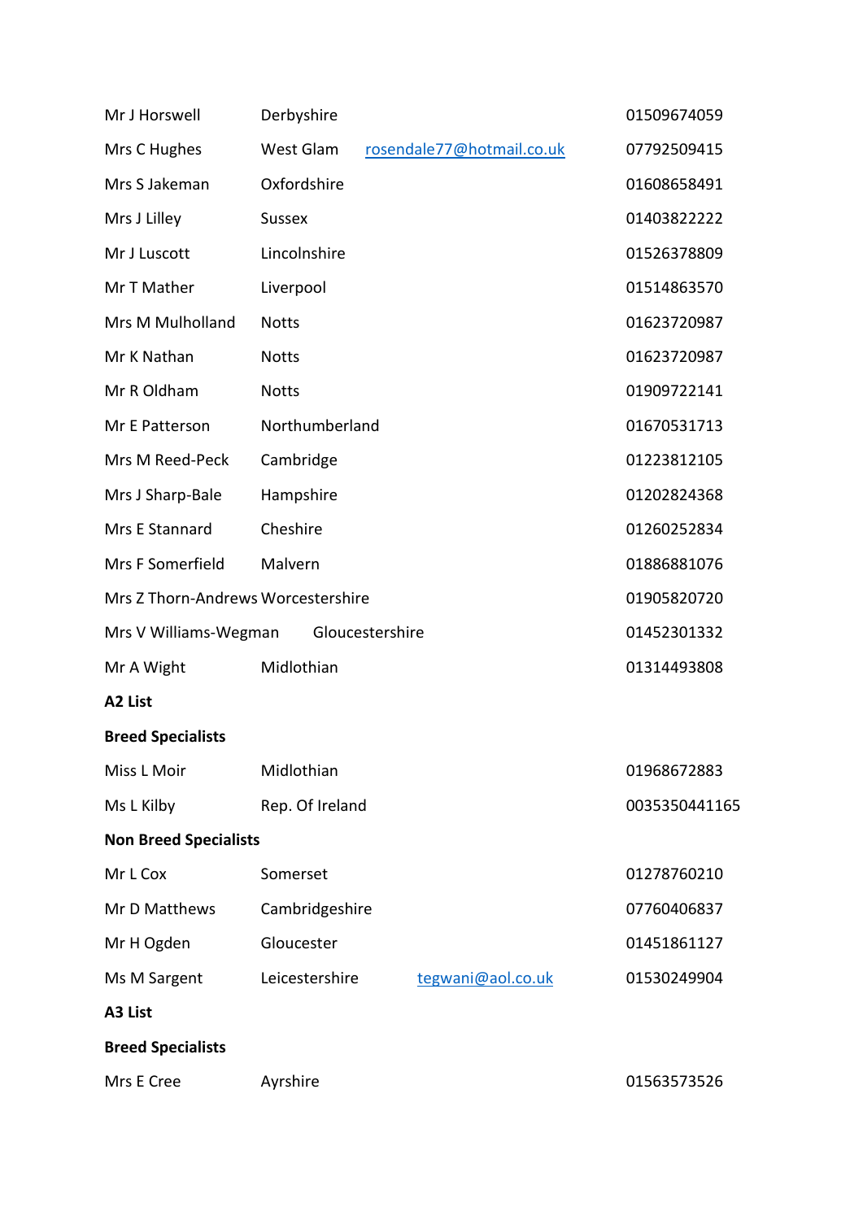| | | | |
|---|---|---|---|
| Mr J Horswell | Derbyshire | | 01509674059 |
| Mrs C Hughes | West Glam | rosendale77@hotmail.co.uk | 07792509415 |
| Mrs S Jakeman | Oxfordshire | | 01608658491 |
| Mrs J Lilley | Sussex | | 01403822222 |
| Mr J Luscott | Lincolnshire | | 01526378809 |
| Mr T Mather | Liverpool | | 01514863570 |
| Mrs M Mulholland | Notts | | 01623720987 |
| Mr K Nathan | Notts | | 01623720987 |
| Mr R Oldham | Notts | | 01909722141 |
| Mr E Patterson | Northumberland | | 01670531713 |
| Mrs M Reed-Peck | Cambridge | | 01223812105 |
| Mrs J Sharp-Bale | Hampshire | | 01202824368 |
| Mrs E Stannard | Cheshire | | 01260252834 |
| Mrs F Somerfield | Malvern | | 01886881076 |
| Mrs Z Thorn-Andrews | Worcestershire | | 01905820720 |
| Mrs V Williams-Wegman | Gloucestershire | | 01452301332 |
| Mr A Wight | Midlothian | | 01314493808 |

**A2 List**

**Breed Specialists**

| | | | |
|---|---|---|---|
| Miss L Moir | Midlothian | | 01968672883 |
| Ms L Kilby | Rep. Of Ireland | | 0035350441165 |

**Non Breed Specialists**

| | | | |
|---|---|---|---|
| Mr L Cox | Somerset | | 01278760210 |
| Mr D Matthews | Cambridgeshire | | 07760406837 |
| Mr H Ogden | Gloucester | | 01451861127 |
| Ms M Sargent | Leicestershire | tegwani@aol.co.uk | 01530249904 |

**A3 List**

**Breed Specialists**

| | | | |
|---|---|---|---|
| Mrs E Cree | Ayrshire | | 01563573526 |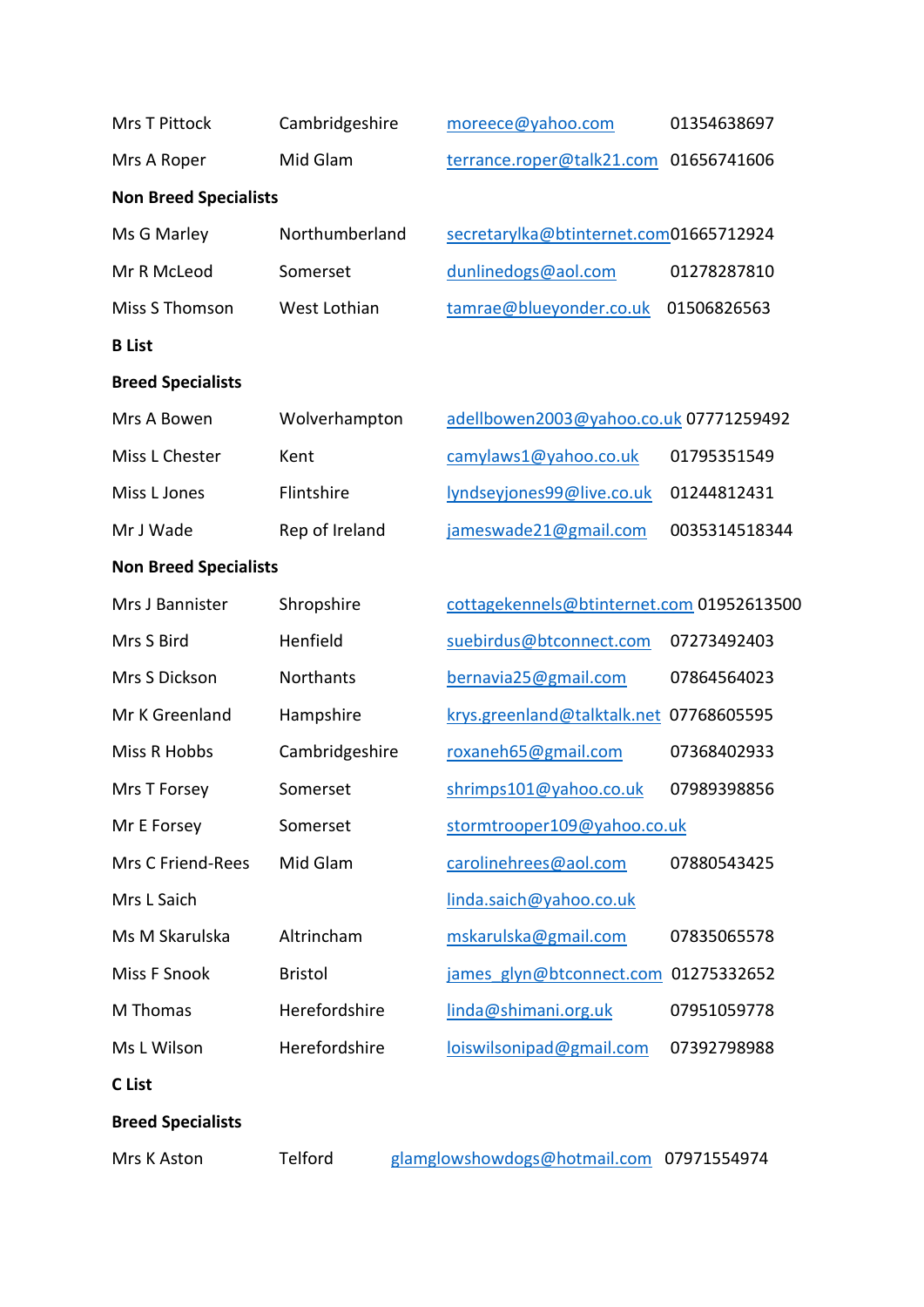| | | | |
|---|---|---|---|
| Mrs T Pittock | Cambridgeshire | moreece@yahoo.com | 01354638697 |
| Mrs A Roper | Mid Glam | terrance.roper@talk21.com | 01656741606 |

**Non Breed Specialists**

| | | | |
|---|---|---|---|
| Ms G Marley | Northumberland | secretarylka@btinternet.com | 01665712924 |
| Mr R McLeod | Somerset | dunlinedogs@aol.com | 01278287810 |
| Miss S Thomson | West Lothian | tamrae@blueyonder.co.uk | 01506826563 |

**B List**

**Breed Specialists**

| | | | |
|---|---|---|---|
| Mrs A Bowen | Wolverhampton | adellbowen2003@yahoo.co.uk | 07771259492 |
| Miss L Chester | Kent | camylaws1@yahoo.co.uk | 01795351549 |
| Miss L Jones | Flintshire | lyndseyjones99@live.co.uk | 01244812431 |
| Mr J Wade | Rep of Ireland | jameswade21@gmail.com | 0035314518344 |

**Non Breed Specialists**

| | | | |
|---|---|---|---|
| Mrs J Bannister | Shropshire | cottagekennels@btinternet.com | 01952613500 |
| Mrs S Bird | Henfield | suebirdus@btconnect.com | 07273492403 |
| Mrs S Dickson | Northants | bernavia25@gmail.com | 07864564023 |
| Mr K Greenland | Hampshire | krys.greenland@talktalk.net | 07768605595 |
| Miss R Hobbs | Cambridgeshire | roxaneh65@gmail.com | 07368402933 |
| Mrs T Forsey | Somerset | shrimps101@yahoo.co.uk | 07989398856 |
| Mr E Forsey | Somerset | stormtrooper109@yahoo.co.uk | |
| Mrs C Friend-Rees | Mid Glam | carolinehrees@aol.com | 07880543425 |
| Mrs L Saich | | linda.saich@yahoo.co.uk | |
| Ms M Skarulska | Altrincham | mskarulska@gmail.com | 07835065578 |
| Miss F Snook | Bristol | james_glyn@btconnect.com | 01275332652 |
| M Thomas | Herefordshire | linda@shimani.org.uk | 07951059778 |
| Ms L Wilson | Herefordshire | loiswilsonipad@gmail.com | 07392798988 |

**C List**

**Breed Specialists**

| | | | |
|---|---|---|---|
| Mrs K Aston | Telford | glamglowshowdogs@hotmail.com | 07971554974 |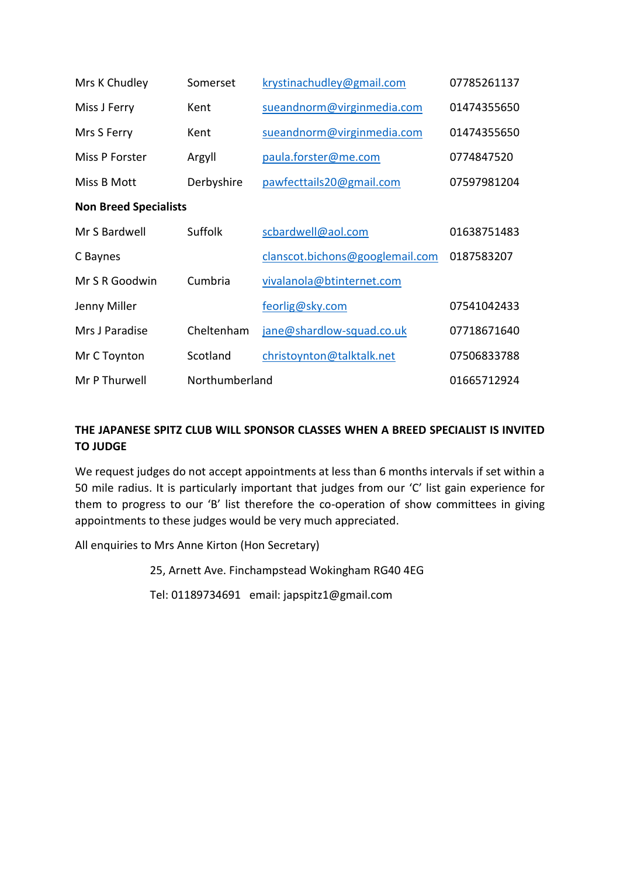| | | | |
|---|---|---|---|
| Mrs K Chudley | Somerset | krystinachudley@gmail.com | 07785261137 |
| Miss J Ferry | Kent | sueandnorm@virginmedia.com | 01474355650 |
| Mrs S Ferry | Kent | sueandnorm@virginmedia.com | 01474355650 |
| Miss P Forster | Argyll | paula.forster@me.com | 0774847520 |
| Miss B Mott | Derbyshire | pawfecttails20@gmail.com | 07597981204 |
| **Non Breed Specialists** | | | |
| Mr S Bardwell | Suffolk | scbardwell@aol.com | 01638751483 |
| C Baynes | | clanscot.bichons@googlemail.com | 0187583207 |
| Mr S R Goodwin | Cumbria | vivalanola@btinternet.com | |
| Jenny Miller | | feorlig@sky.com | 07541042433 |
| Mrs J Paradise | Cheltenham | jane@shardlow-squad.co.uk | 07718671640 |
| Mr C Toynton | Scotland | christoynton@talktalk.net | 07506833788 |
| Mr P Thurwell | Northumberland | | 01665712924 |

**THE JAPANESE SPITZ CLUB WILL SPONSOR CLASSES WHEN A BREED SPECIALIST IS INVITED TO JUDGE**

We request judges do not accept appointments at less than 6 months intervals if set within a 50 mile radius. It is particularly important that judges from our 'C' list gain experience for them to progress to our 'B' list therefore the co-operation of show committees in giving appointments to these judges would be very much appreciated.

All enquiries to Mrs Anne Kirton (Hon Secretary)

25, Arnett Ave. Finchampstead Wokingham RG40 4EG

Tel: 01189734691 email: japspitz1@gmail.com